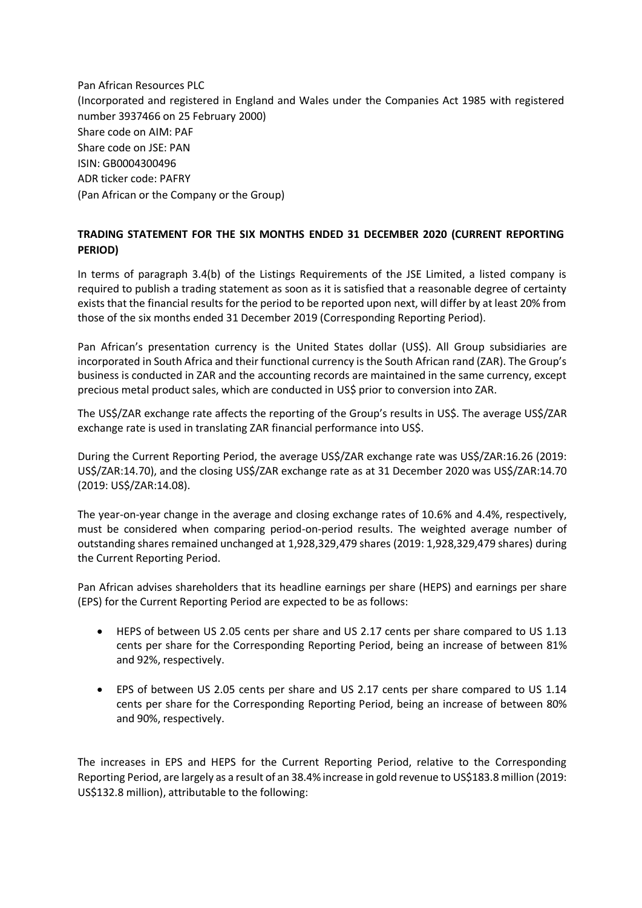Pan African Resources PLC
(Incorporated and registered in England and Wales under the Companies Act 1985 with registered number 3937466 on 25 February 2000)
Share code on AIM: PAF
Share code on JSE: PAN
ISIN: GB0004300496
ADR ticker code: PAFRY
(Pan African or the Company or the Group)

**TRADING STATEMENT FOR THE SIX MONTHS ENDED 31 DECEMBER 2020 (CURRENT REPORTING PERIOD)**

In terms of paragraph 3.4(b) of the Listings Requirements of the JSE Limited, a listed company is required to publish a trading statement as soon as it is satisfied that a reasonable degree of certainty exists that the financial results for the period to be reported upon next, will differ by at least 20% from those of the six months ended 31 December 2019 (Corresponding Reporting Period).

Pan African's presentation currency is the United States dollar (US$). All Group subsidiaries are incorporated in South Africa and their functional currency is the South African rand (ZAR). The Group's business is conducted in ZAR and the accounting records are maintained in the same currency, except precious metal product sales, which are conducted in US$ prior to conversion into ZAR.

The US$/ZAR exchange rate affects the reporting of the Group's results in US$. The average US$/ZAR exchange rate is used in translating ZAR financial performance into US$.

During the Current Reporting Period, the average US$/ZAR exchange rate was US$/ZAR:16.26 (2019: US$/ZAR:14.70), and the closing US$/ZAR exchange rate as at 31 December 2020 was US$/ZAR:14.70 (2019: US$/ZAR:14.08).

The year-on-year change in the average and closing exchange rates of 10.6% and 4.4%, respectively, must be considered when comparing period-on-period results. The weighted average number of outstanding shares remained unchanged at 1,928,329,479 shares (2019: 1,928,329,479 shares) during the Current Reporting Period.

Pan African advises shareholders that its headline earnings per share (HEPS) and earnings per share (EPS) for the Current Reporting Period are expected to be as follows:

- HEPS of between US 2.05 cents per share and US 2.17 cents per share compared to US 1.13 cents per share for the Corresponding Reporting Period, being an increase of between 81% and 92%, respectively.
- EPS of between US 2.05 cents per share and US 2.17 cents per share compared to US 1.14 cents per share for the Corresponding Reporting Period, being an increase of between 80% and 90%, respectively.

The increases in EPS and HEPS for the Current Reporting Period, relative to the Corresponding Reporting Period, are largely as a result of an 38.4% increase in gold revenue to US$183.8 million (2019: US$132.8 million), attributable to the following: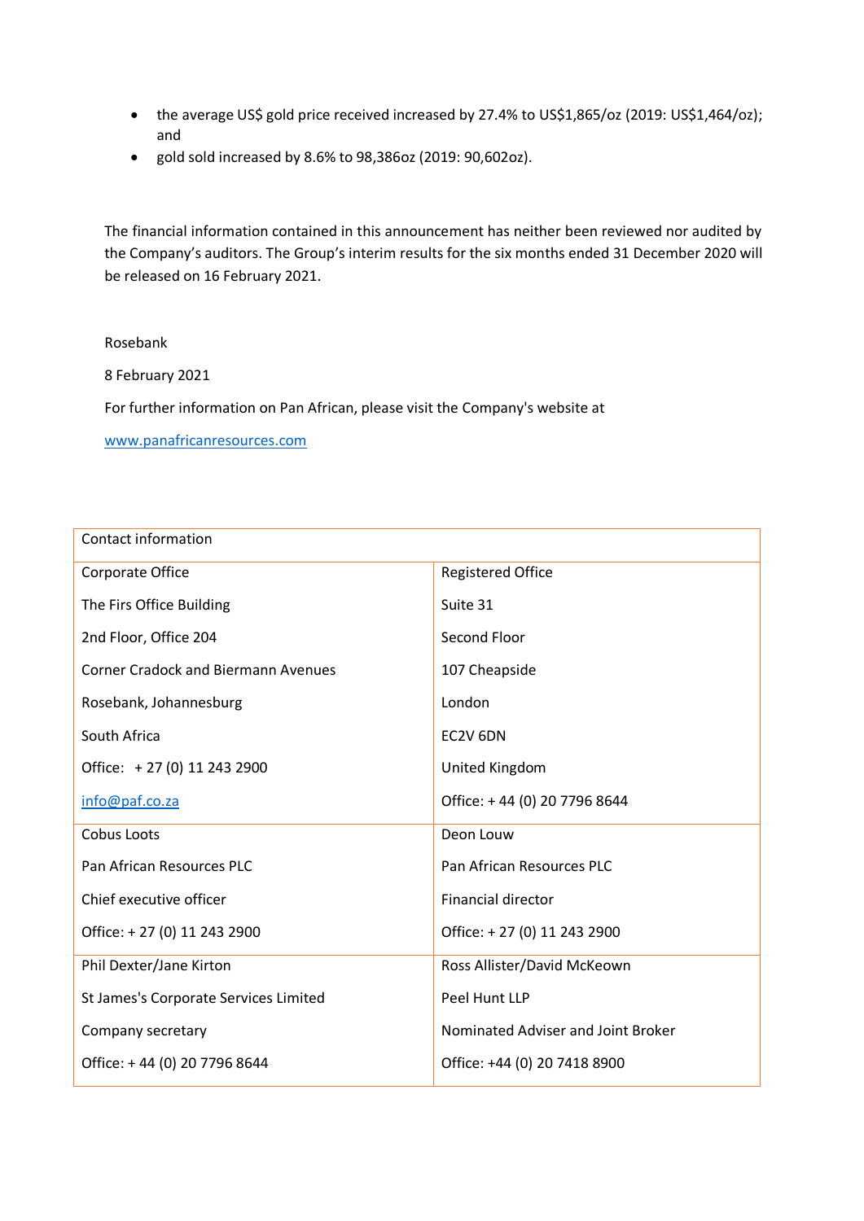- the average US$ gold price received increased by 27.4% to US$1,865/oz (2019: US$1,464/oz); and
- gold sold increased by 8.6% to 98,386oz (2019: 90,602oz).

The financial information contained in this announcement has neither been reviewed nor audited by the Company's auditors. The Group's interim results for the six months ended 31 December 2020 will be released on 16 February 2021.

Rosebank

8 February 2021

For further information on Pan African, please visit the Company's website at

www.panafricanresources.com

| Contact information | |
|---|---|
| Corporate Office<br>The Firs Office Building<br>2nd Floor, Office 204<br>Corner Cradock and Biermann Avenues<br>Rosebank, Johannesburg<br>South Africa<br>Office: + 27 (0) 11 243 2900<br>info@paf.co.za | Registered Office<br>Suite 31<br>Second Floor<br>107 Cheapside<br>London<br>EC2V 6DN<br>United Kingdom<br>Office: + 44 (0) 20 7796 8644 |
| Cobus Loots<br>Pan African Resources PLC<br>Chief executive officer<br>Office: + 27 (0) 11 243 2900 | Deon Louw<br>Pan African Resources PLC<br>Financial director<br>Office: + 27 (0) 11 243 2900 |
| Phil Dexter/Jane Kirton<br>St James's Corporate Services Limited<br>Company secretary<br>Office: + 44 (0) 20 7796 8644 | Ross Allister/David McKeown<br>Peel Hunt LLP<br>Nominated Adviser and Joint Broker<br>Office: +44 (0) 20 7418 8900 |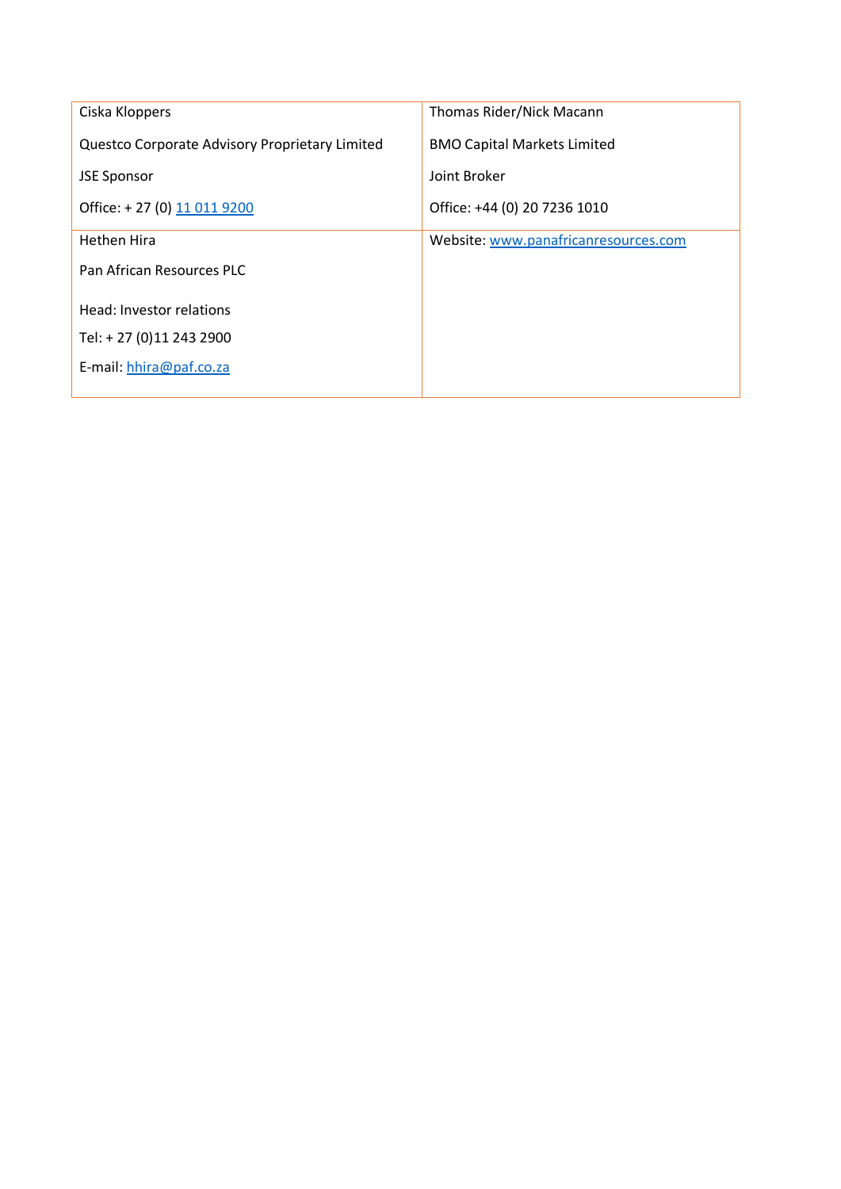| | |
|---|---|
| Ciska Kloppers<br><br>Questco Corporate Advisory Proprietary Limited<br><br>JSE Sponsor<br><br>Office: + 27 (0) 11 011 9200 | Thomas Rider/Nick Macann<br><br>BMO Capital Markets Limited<br><br>Joint Broker<br><br>Office: +44 (0) 20 7236 1010 |
| Hethen Hira<br><br>Pan African Resources PLC<br><br>Head: Investor relations<br><br>Tel: + 27 (0)11 243 2900<br><br>E-mail: hhira@paf.co.za | Website: www.panafricanresources.com |